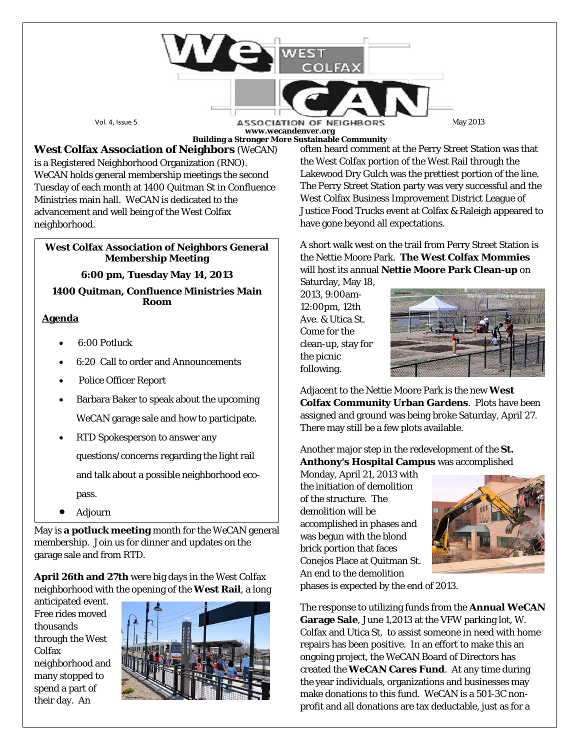# WeCAN West Colfax Association of Neighbors

Vol. 4, Issue 5 — May 2013

www.wecandenver.org

**Building a Stronger More Sustainable Community**

**West Colfax Association of Neighbors** (WeCAN) is a Registered Neighborhood Organization (RNO). WeCAN holds general membership meetings the second Tuesday of each month at 1400 Quitman St in Confluence Ministries main hall. WeCAN is dedicated to the advancement and well being of the West Colfax neighborhood.

**West Colfax Association of Neighbors General Membership Meeting**

**6:00 pm, Tuesday May 14, 2013**

**1400 Quitman, Confluence Ministries Main Room**

**Agenda**

- 6:00 Potluck
- 6:20 Call to order and Announcements
- Police Officer Report
- Barbara Baker to speak about the upcoming WeCAN garage sale and how to participate.
- RTD Spokesperson to answer any questions/concerns regarding the light rail and talk about a possible neighborhood eco-pass.
- Adjourn

May is **a potluck meeting** month for the WeCAN general membership. Join us for dinner and updates on the garage sale and from RTD.

**April 26th and 27th** were big days in the West Colfax neighborhood with the opening of the **West Rail**, a long anticipated event. Free rides moved thousands through the West Colfax neighborhood and many stopped to spend a part of their day. An often heard comment at the Perry Street Station was that the West Colfax portion of the West Rail through the Lakewood Dry Gulch was the prettiest portion of the line. The Perry Street Station party was very successful and the West Colfax Business Improvement District League of Justice Food Trucks event at Colfax & Raleigh appeared to have gone beyond all expectations.

A short walk west on the trail from Perry Street Station is the Nettie Moore Park. **The West Colfax Mommies** will host its annual **Nettie Moore Park Clean-up** on Saturday, May 18, 2013, 9:00am-12:00pm, 12th Ave. & Utica St. Come for the clean-up, stay for the picnic following.

Adjacent to the Nettie Moore Park is the new **West Colfax Community Urban Gardens**. Plots have been assigned and ground was being broke Saturday, April 27. There may still be a few plots available.

Another major step in the redevelopment of the **St. Anthony's Hospital Campus** was accomplished Monday, April 21, 2013 with the initiation of demolition of the structure. The demolition will be accomplished in phases and was begun with the blond brick portion that faces Conejos Place at Quitman St. An end to the demolition phases is expected by the end of 2013.

The response to utilizing funds from the **Annual WeCAN Garage Sale**, June 1,2013 at the VFW parking lot, W. Colfax and Utica St, to assist someone in need with home repairs has been positive. In an effort to make this an ongoing project, the WeCAN Board of Directors has created the **WeCAN Cares Fund**. At any time during the year individuals, organizations and businesses may make donations to this fund. WeCAN is a 501-3C non-profit and all donations are tax deductable, just as for a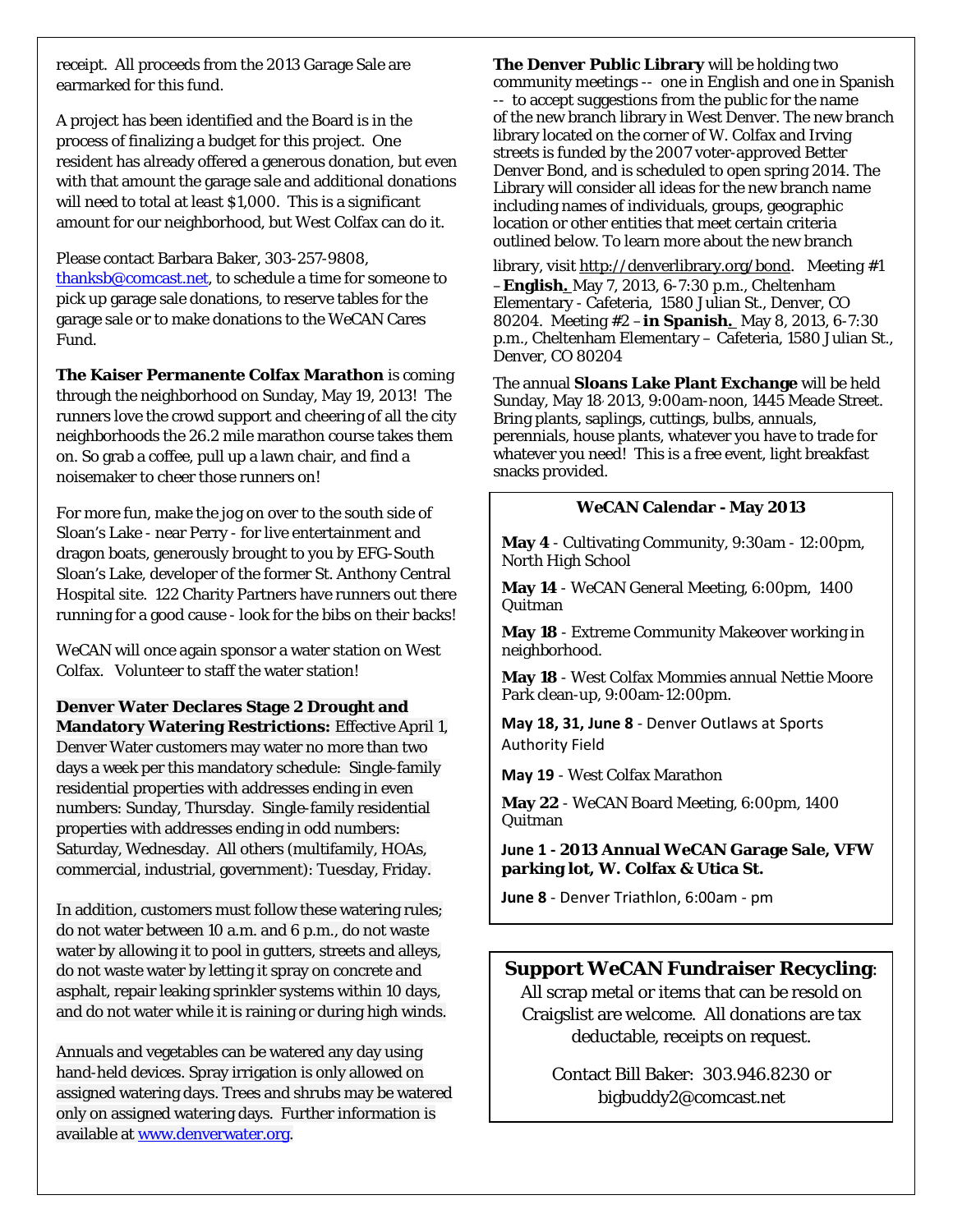receipt. All proceeds from the 2013 Garage Sale are earmarked for this fund.

A project has been identified and the Board is in the process of finalizing a budget for this project. One resident has already offered a generous donation, but even with that amount the garage sale and additional donations will need to total at least $1,000. This is a significant amount for our neighborhood, but West Colfax can do it.

Please contact Barbara Baker, 303-257-9808, thanksb@comcast.net, to schedule a time for someone to pick up garage sale donations, to reserve tables for the garage sale or to make donations to the WeCAN Cares Fund.

**The Kaiser Permanente Colfax Marathon** is coming through the neighborhood on Sunday, May 19, 2013! The runners love the crowd support and cheering of all the city neighborhoods the 26.2 mile marathon course takes them on. So grab a coffee, pull up a lawn chair, and find a noisemaker to cheer those runners on!

For more fun, make the jog on over to the south side of Sloan's Lake - near Perry - for live entertainment and dragon boats, generously brought to you by EFG-South Sloan's Lake, developer of the former St. Anthony Central Hospital site. 122 Charity Partners have runners out there running for a good cause - look for the bibs on their backs!

WeCAN will once again sponsor a water station on West Colfax. Volunteer to staff the water station!

**Denver Water Declares Stage 2 Drought and Mandatory Watering Restrictions:** Effective April 1, Denver Water customers may water no more than two days a week per this mandatory schedule: Single-family residential properties with addresses ending in even numbers: Sunday, Thursday. Single-family residential properties with addresses ending in odd numbers: Saturday, Wednesday. All others (multifamily, HOAs, commercial, industrial, government): Tuesday, Friday.

In addition, customers must follow these watering rules; do not water between 10 a.m. and 6 p.m., do not waste water by allowing it to pool in gutters, streets and alleys, do not waste water by letting it spray on concrete and asphalt, repair leaking sprinkler systems within 10 days, and do not water while it is raining or during high winds.

Annuals and vegetables can be watered any day using hand-held devices. Spray irrigation is only allowed on assigned watering days. Trees and shrubs may be watered only on assigned watering days. Further information is available at www.denverwater.org.

**The Denver Public Library** will be holding two community meetings -- one in English and one in Spanish -- to accept suggestions from the public for the name of the new branch library in West Denver. The new branch library located on the corner of W. Colfax and Irving streets is funded by the 2007 voter-approved Better Denver Bond, and is scheduled to open spring 2014. The Library will consider all ideas for the new branch name including names of individuals, groups, geographic location or other entities that meet certain criteria outlined below. To learn more about the new branch library, visit http://denverlibrary.org/bond. Meeting #1 – **English.** May 7, 2013, 6-7:30 p.m., Cheltenham Elementary - Cafeteria, 1580 Julian St., Denver, CO 80204. Meeting #2 – **in Spanish.** May 8, 2013, 6-7:30 p.m., Cheltenham Elementary – Cafeteria, 1580 Julian St., Denver, CO 80204

The annual **Sloans Lake Plant Exchange** will be held Sunday, May 18, 2013, 9:00am-noon, 1445 Meade Street. Bring plants, saplings, cuttings, bulbs, annuals, perennials, house plants, whatever you have to trade for whatever you need! This is a free event, light breakfast snacks provided.

**WeCAN Calendar - May 2013**

**May 4** - Cultivating Community, 9:30am - 12:00pm, North High School

**May 14** - WeCAN General Meeting, 6:00pm, 1400 Quitman

**May 18** - Extreme Community Makeover working in neighborhood.

**May 18** - West Colfax Mommies annual Nettie Moore Park clean-up, 9:00am-12:00pm.

**May 18, 31, June 8** - Denver Outlaws at Sports Authority Field

**May 19** - West Colfax Marathon

**May 22** - WeCAN Board Meeting, 6:00pm, 1400 Quitman

**June 1 - 2013 Annual WeCAN Garage Sale, VFW parking lot, W. Colfax & Utica St.**

**June 8** - Denver Triathlon, 6:00am - pm

**Support WeCAN Fundraiser Recycling**:
All scrap metal or items that can be resold on Craigslist are welcome. All donations are tax deductable, receipts on request.

Contact Bill Baker: 303.946.8230 or bigbuddy2@comcast.net